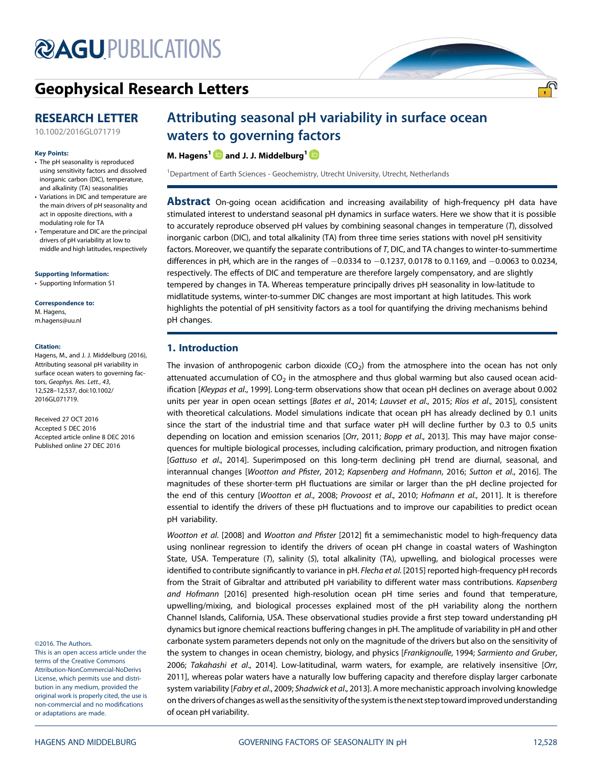# Geophysical Research Letters

## RESEARCH LETTER

10.1002/2016GL071719

**Key Points:**

- The pH seasonality is reproduced using sensitivity factors and dissolved inorganic carbon (DIC), temperature, and alkalinity (TA) seasonalities
- Variations in DIC and temperature are the main drivers of pH seasonality and act in opposite directions, with a modulating role for TA
- Temperature and DIC are the principal drivers of pH variability at low to middle and high latitudes, respectively

**Supporting Information:**

- Supporting Information S1

**Correspondence to:**

M. Hagens,
m.hagens@uu.nl

**Citation:**

Hagens, M., and J. J. Middelburg (2016), Attributing seasonal pH variability in surface ocean waters to governing factors, *Geophys. Res. Lett.*, *43*, 12,528–12,537, doi:10.1002/2016GL071719.

Received 27 OCT 2016
Accepted 5 DEC 2016
Accepted article online 8 DEC 2016
Published online 27 DEC 2016

©2016. The Authors.
This is an open access article under the terms of the Creative Commons Attribution-NonCommercial-NoDerivs License, which permits use and distribution in any medium, provided the original work is properly cited, the use is non-commercial and no modifications or adaptations are made.

# Attributing seasonal pH variability in surface ocean waters to governing factors

**M. Hagens[1] and J. J. Middelburg[1]**

[1]Department of Earth Sciences - Geochemistry, Utrecht University, Utrecht, Netherlands

**Abstract** On-going ocean acidification and increasing availability of high-frequency pH data have stimulated interest to understand seasonal pH dynamics in surface waters. Here we show that it is possible to accurately reproduce observed pH values by combining seasonal changes in temperature (*T*), dissolved inorganic carbon (DIC), and total alkalinity (TA) from three time series stations with novel pH sensitivity factors. Moreover, we quantify the separate contributions of *T*, DIC, and TA changes to winter-to-summertime differences in pH, which are in the ranges of −0.0334 to −0.1237, 0.0178 to 0.1169, and −0.0063 to 0.0234, respectively. The effects of DIC and temperature are therefore largely compensatory, and are slightly tempered by changes in TA. Whereas temperature principally drives pH seasonality in low-latitude to midlatitude systems, winter-to-summer DIC changes are most important at high latitudes. This work highlights the potential of pH sensitivity factors as a tool for quantifying the driving mechanisms behind pH changes.

## 1. Introduction

The invasion of anthropogenic carbon dioxide ($CO_2$) from the atmosphere into the ocean has not only attenuated accumulation of $CO_2$ in the atmosphere and thus global warming but also caused ocean acidification [*Kleypas et al.*, 1999]. Long-term observations show that ocean pH declines on average about 0.002 units per year in open ocean settings [*Bates et al.*, 2014; *Lauvset et al.*, 2015; *Ríos et al.*, 2015], consistent with theoretical calculations. Model simulations indicate that ocean pH has already declined by 0.1 units since the start of the industrial time and that surface water pH will decline further by 0.3 to 0.5 units depending on location and emission scenarios [*Orr*, 2011; *Bopp et al.*, 2013]. This may have major consequences for multiple biological processes, including calcification, primary production, and nitrogen fixation [*Gattuso et al.*, 2014]. Superimposed on this long-term declining pH trend are diurnal, seasonal, and interannual changes [*Wootton and Pfister*, 2012; *Kapsenberg and Hofmann*, 2016; *Sutton et al.*, 2016]. The magnitudes of these shorter-term pH fluctuations are similar or larger than the pH decline projected for the end of this century [*Wootton et al.*, 2008; *Provoost et al.*, 2010; *Hofmann et al.*, 2011]. It is therefore essential to identify the drivers of these pH fluctuations and to improve our capabilities to predict ocean pH variability.

*Wootton et al.* [2008] and *Wootton and Pfister* [2012] fit a semimechanistic model to high-frequency data using nonlinear regression to identify the drivers of ocean pH change in coastal waters of Washington State, USA. Temperature (*T*), salinity (*S*), total alkalinity (TA), upwelling, and biological processes were identified to contribute significantly to variance in pH. *Flecha et al.* [2015] reported high-frequency pH records from the Strait of Gibraltar and attributed pH variability to different water mass contributions. *Kapsenberg and Hofmann* [2016] presented high-resolution ocean pH time series and found that temperature, upwelling/mixing, and biological processes explained most of the pH variability along the northern Channel Islands, California, USA. These observational studies provide a first step toward understanding pH dynamics but ignore chemical reactions buffering changes in pH. The amplitude of variability in pH and other carbonate system parameters depends not only on the magnitude of the drivers but also on the sensitivity of the system to changes in ocean chemistry, biology, and physics [*Frankignoulle*, 1994; *Sarmiento and Gruber*, 2006; *Takahashi et al.*, 2014]. Low-latitudinal, warm waters, for example, are relatively insensitive [*Orr*, 2011], whereas polar waters have a naturally low buffering capacity and therefore display larger carbonate system variability [*Fabry et al.*, 2009; *Shadwick et al.*, 2013]. A more mechanistic approach involving knowledge on the drivers of changes as well as the sensitivity of the system is the next step toward improved understanding of ocean pH variability.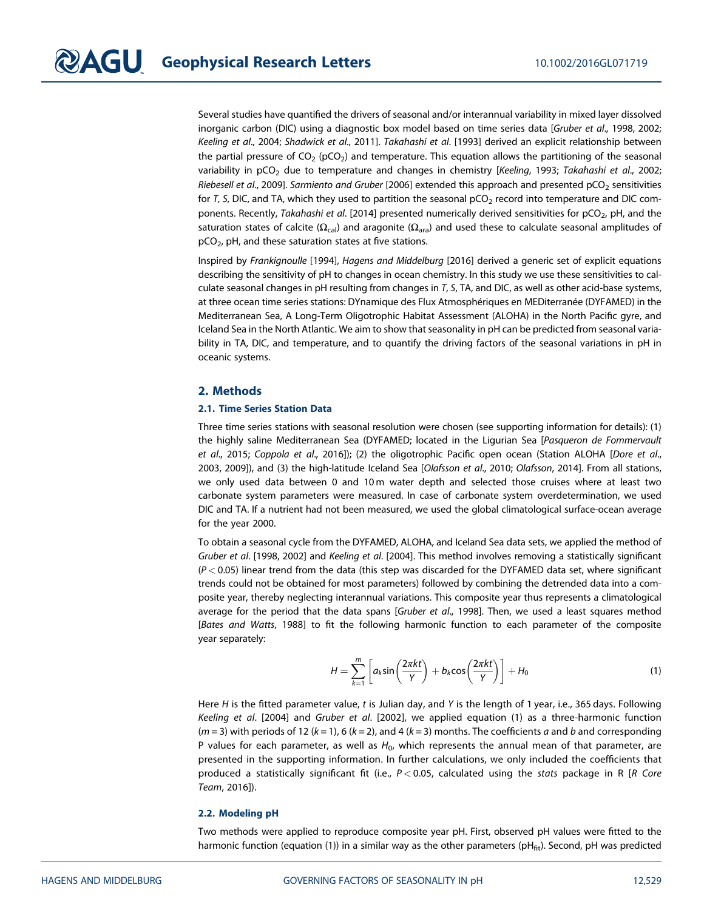Several studies have quantified the drivers of seasonal and/or interannual variability in mixed layer dissolved inorganic carbon (DIC) using a diagnostic box model based on time series data [*Gruber et al.*, 1998, 2002; *Keeling et al.*, 2004; *Shadwick et al.*, 2011]. *Takahashi et al.* [1993] derived an explicit relationship between the partial pressure of $CO_2$ ($pCO_2$) and temperature. This equation allows the partitioning of the seasonal variability in $pCO_2$ due to temperature and changes in chemistry [*Keeling*, 1993; *Takahashi et al.*, 2002; *Riebesell et al.*, 2009]. *Sarmiento and Gruber* [2006] extended this approach and presented $pCO_2$ sensitivities for *T*, *S*, DIC, and TA, which they used to partition the seasonal $pCO_2$ record into temperature and DIC components. Recently, *Takahashi et al.* [2014] presented numerically derived sensitivities for $pCO_2$, pH, and the saturation states of calcite ($\Omega_{cal}$) and aragonite ($\Omega_{ara}$) and used these to calculate seasonal amplitudes of $pCO_2$, pH, and these saturation states at five stations.

Inspired by *Frankignoulle* [1994], *Hagens and Middelburg* [2016] derived a generic set of explicit equations describing the sensitivity of pH to changes in ocean chemistry. In this study we use these sensitivities to calculate seasonal changes in pH resulting from changes in *T*, *S*, TA, and DIC, as well as other acid-base systems, at three ocean time series stations: DYnamique des Flux Atmosphériques en MEDiterranée (DYFAMED) in the Mediterranean Sea, A Long-Term Oligotrophic Habitat Assessment (ALOHA) in the North Pacific gyre, and Iceland Sea in the North Atlantic. We aim to show that seasonality in pH can be predicted from seasonal variability in TA, DIC, and temperature, and to quantify the driving factors of the seasonal variations in pH in oceanic systems.

## 2. Methods

### 2.1. Time Series Station Data

Three time series stations with seasonal resolution were chosen (see supporting information for details): (1) the highly saline Mediterranean Sea (DYFAMED; located in the Ligurian Sea [*Pasqueron de Fommervault et al.*, 2015; *Coppola et al.*, 2016]); (2) the oligotrophic Pacific open ocean (Station ALOHA [*Dore et al.*, 2003, 2009]), and (3) the high-latitude Iceland Sea [*Olafsson et al.*, 2010; *Olafsson*, 2014]. From all stations, we only used data between 0 and 10 m water depth and selected those cruises where at least two carbonate system parameters were measured. In case of carbonate system overdetermination, we used DIC and TA. If a nutrient had not been measured, we used the global climatological surface-ocean average for the year 2000.

To obtain a seasonal cycle from the DYFAMED, ALOHA, and Iceland Sea data sets, we applied the method of *Gruber et al.* [1998, 2002] and *Keeling et al.* [2004]. This method involves removing a statistically significant ($P < 0.05$) linear trend from the data (this step was discarded for the DYFAMED data set, where significant trends could not be obtained for most parameters) followed by combining the detrended data into a composite year, thereby neglecting interannual variations. This composite year thus represents a climatological average for the period that the data spans [*Gruber et al.*, 1998]. Then, we used a least squares method [*Bates and Watts*, 1988] to fit the following harmonic function to each parameter of the composite year separately:

$$H = \sum_{k=1}^{m} \left[ a_k \sin\left(\frac{2\pi kt}{Y}\right) + b_k \cos\left(\frac{2\pi kt}{Y}\right) \right] + H_0 \quad (1)$$

Here *H* is the fitted parameter value, *t* is Julian day, and *Y* is the length of 1 year, i.e., 365 days. Following *Keeling et al.* [2004] and *Gruber et al.* [2002], we applied equation (1) as a three-harmonic function ($m = 3$) with periods of 12 ($k = 1$), 6 ($k = 2$), and 4 ($k = 3$) months. The coefficients *a* and *b* and corresponding P values for each parameter, as well as $H_0$, which represents the annual mean of that parameter, are presented in the supporting information. In further calculations, we only included the coefficients that produced a statistically significant fit (i.e., $P < 0.05$, calculated using the *stats* package in R [*R Core Team*, 2016]).

### 2.2. Modeling pH

Two methods were applied to reproduce composite year pH. First, observed pH values were fitted to the harmonic function (equation (1)) in a similar way as the other parameters ($pH_{fit}$). Second, pH was predicted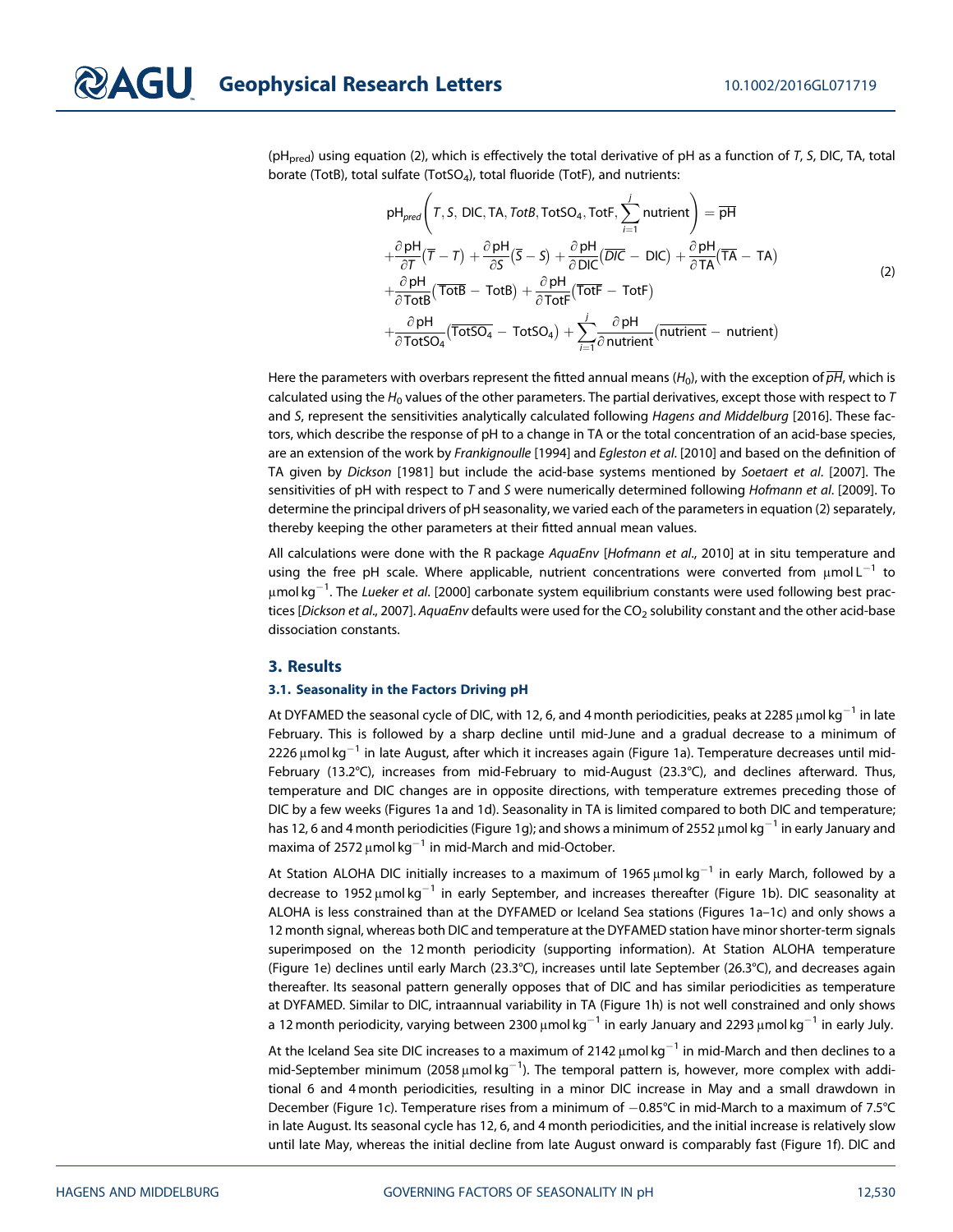($pH_{pred}$) using equation (2), which is effectively the total derivative of pH as a function of $T$, $S$, DIC, TA, total borate (TotB), total sulfate ($TotSO_4$), total fluoride (TotF), and nutrients:

$$
\begin{aligned}
&pH_{pred}\left(T, S, \text{DIC}, \text{TA}, TotB, \text{TotSO}_4, \text{TotF}, \sum_{i=1}^{j} \text{nutrient}\right) = \overline{pH} \\
&+\frac{\partial pH}{\partial T}(\overline{T} - T) + \frac{\partial pH}{\partial S}(\overline{S} - S) + \frac{\partial pH}{\partial \text{DIC}}(\overline{DIC} - \text{DIC}) + \frac{\partial pH}{\partial \text{TA}}(\overline{\text{TA}} - \text{TA}) \\
&+\frac{\partial pH}{\partial \text{TotB}}(\overline{\text{TotB}} - \text{TotB}) + \frac{\partial pH}{\partial \text{TotF}}(\overline{\text{TotF}} - \text{TotF}) \\
&+\frac{\partial pH}{\partial \text{TotSO}_4}(\overline{\text{TotSO}_4} - \text{TotSO}_4) + \sum_{i=1}^{j}\frac{\partial pH}{\partial \text{nutrient}}(\overline{\text{nutrient}} - \text{nutrient})
\end{aligned} \tag{2}
$$

Here the parameters with overbars represent the fitted annual means ($H_0$), with the exception of $\overline{pH}$, which is calculated using the $H_0$ values of the other parameters. The partial derivatives, except those with respect to $T$ and $S$, represent the sensitivities analytically calculated following *Hagens and Middelburg* [2016]. These factors, which describe the response of pH to a change in TA or the total concentration of an acid-base species, are an extension of the work by *Frankignoulle* [1994] and *Egleston et al.* [2010] and based on the definition of TA given by *Dickson* [1981] but include the acid-base systems mentioned by *Soetaert et al.* [2007]. The sensitivities of pH with respect to $T$ and $S$ were numerically determined following *Hofmann et al.* [2009]. To determine the principal drivers of pH seasonality, we varied each of the parameters in equation (2) separately, thereby keeping the other parameters at their fitted annual mean values.

All calculations were done with the R package *AquaEnv* [*Hofmann et al.*, 2010] at in situ temperature and using the free pH scale. Where applicable, nutrient concentrations were converted from $\mu mol\,L^{-1}$ to $\mu mol\,kg^{-1}$. The *Lueker et al.* [2000] carbonate system equilibrium constants were used following best practices [*Dickson et al.*, 2007]. *AquaEnv* defaults were used for the $CO_2$ solubility constant and the other acid-base dissociation constants.

## 3. Results

### 3.1. Seasonality in the Factors Driving pH

At DYFAMED the seasonal cycle of DIC, with 12, 6, and 4 month periodicities, peaks at 2285 $\mu mol\,kg^{-1}$ in late February. This is followed by a sharp decline until mid-June and a gradual decrease to a minimum of 2226 $\mu mol\,kg^{-1}$ in late August, after which it increases again (Figure 1a). Temperature decreases until mid-February (13.2°C), increases from mid-February to mid-August (23.3°C), and declines afterward. Thus, temperature and DIC changes are in opposite directions, with temperature extremes preceding those of DIC by a few weeks (Figures 1a and 1d). Seasonality in TA is limited compared to both DIC and temperature; has 12, 6 and 4 month periodicities (Figure 1g); and shows a minimum of 2552 $\mu mol\,kg^{-1}$ in early January and maxima of 2572 $\mu mol\,kg^{-1}$ in mid-March and mid-October.

At Station ALOHA DIC initially increases to a maximum of 1965 $\mu mol\,kg^{-1}$ in early March, followed by a decrease to 1952 $\mu mol\,kg^{-1}$ in early September, and increases thereafter (Figure 1b). DIC seasonality at ALOHA is less constrained than at the DYFAMED or Iceland Sea stations (Figures 1a–1c) and only shows a 12 month signal, whereas both DIC and temperature at the DYFAMED station have minor shorter-term signals superimposed on the 12 month periodicity (supporting information). At Station ALOHA temperature (Figure 1e) declines until early March (23.3°C), increases until late September (26.3°C), and decreases again thereafter. Its seasonal pattern generally opposes that of DIC and has similar periodicities as temperature at DYFAMED. Similar to DIC, intraannual variability in TA (Figure 1h) is not well constrained and only shows a 12 month periodicity, varying between 2300 $\mu mol\,kg^{-1}$ in early January and 2293 $\mu mol\,kg^{-1}$ in early July.

At the Iceland Sea site DIC increases to a maximum of 2142 $\mu mol\,kg^{-1}$ in mid-March and then declines to a mid-September minimum (2058 $\mu mol\,kg^{-1}$). The temporal pattern is, however, more complex with additional 6 and 4 month periodicities, resulting in a minor DIC increase in May and a small drawdown in December (Figure 1c). Temperature rises from a minimum of −0.85°C in mid-March to a maximum of 7.5°C in late August. Its seasonal cycle has 12, 6, and 4 month periodicities, and the initial increase is relatively slow until late May, whereas the initial decline from late August onward is comparably fast (Figure 1f). DIC and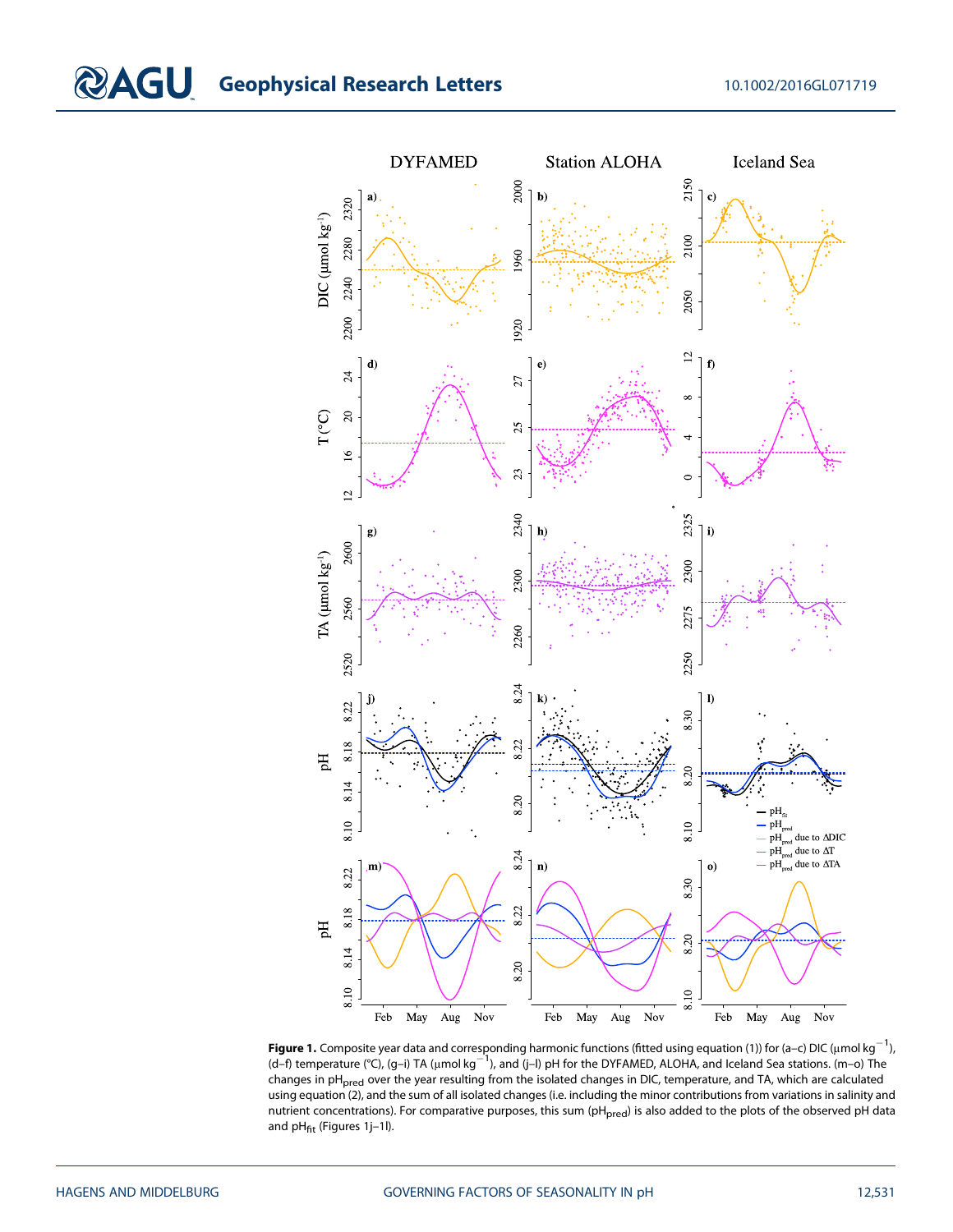**Figure 1.** Composite year data and corresponding harmonic functions (fitted using equation (1)) for (a–c) DIC (μmol kg$^{-1}$), (d–f) temperature (°C), (g–i) TA (μmol kg$^{-1}$), and (j–l) pH for the DYFAMED, ALOHA, and Iceland Sea stations. (m–o) The changes in $pH_{pred}$ over the year resulting from the isolated changes in DIC, temperature, and TA, which are calculated using equation (2), and the sum of all isolated changes (i.e. including the minor contributions from variations in salinity and nutrient concentrations). For comparative purposes, this sum ($pH_{pred}$) is also added to the plots of the observed pH data and $pH_{fit}$ (Figures 1j–1l).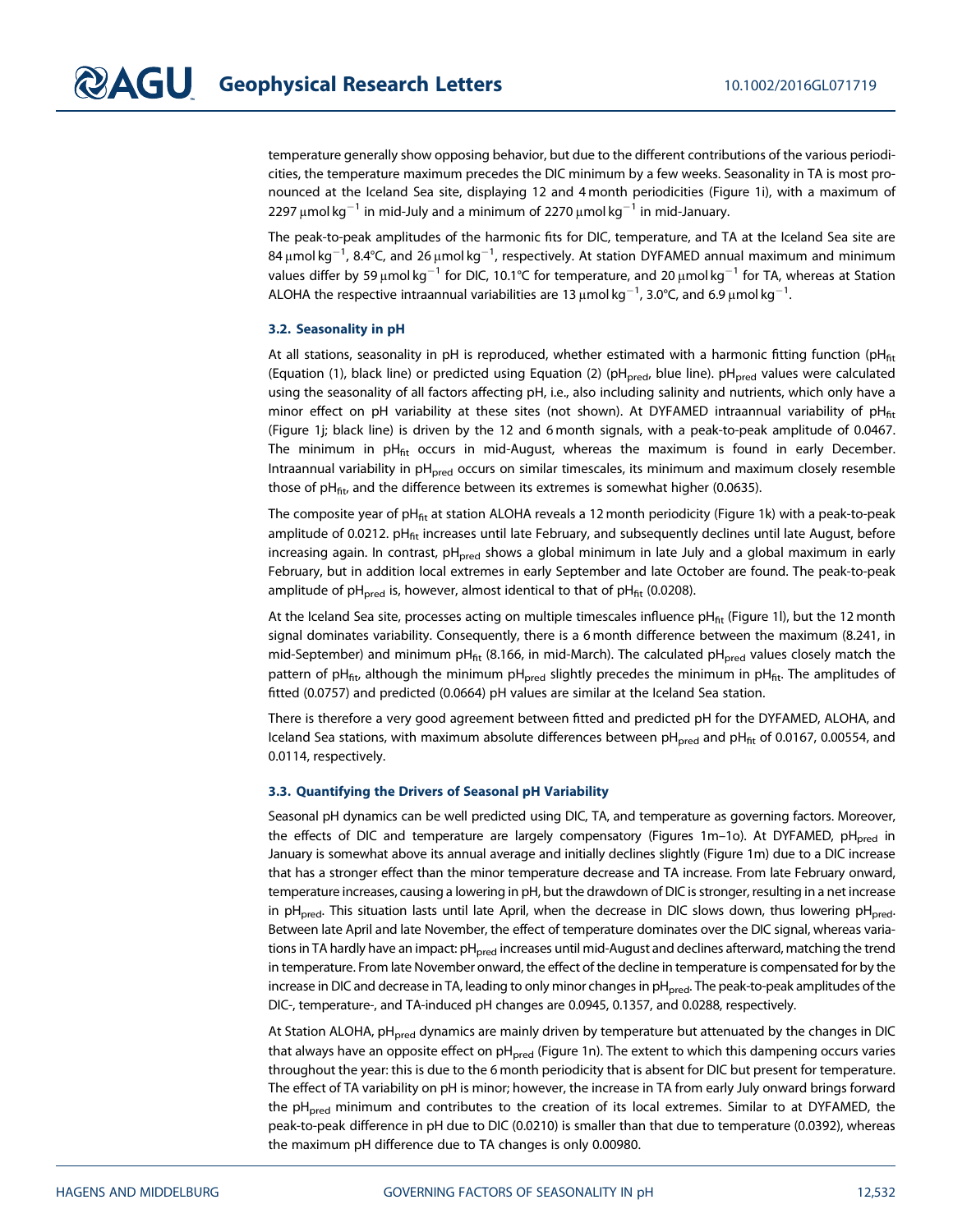temperature generally show opposing behavior, but due to the different contributions of the various periodicities, the temperature maximum precedes the DIC minimum by a few weeks. Seasonality in TA is most pronounced at the Iceland Sea site, displaying 12 and 4 month periodicities (Figure 1i), with a maximum of 2297 μmol kg$^{-1}$ in mid-July and a minimum of 2270 μmol kg$^{-1}$ in mid-January.

The peak-to-peak amplitudes of the harmonic fits for DIC, temperature, and TA at the Iceland Sea site are 84 μmol kg$^{-1}$, 8.4°C, and 26 μmol kg$^{-1}$, respectively. At station DYFAMED annual maximum and minimum values differ by 59 μmol kg$^{-1}$ for DIC, 10.1°C for temperature, and 20 μmol kg$^{-1}$ for TA, whereas at Station ALOHA the respective intraannual variabilities are 13 μmol kg$^{-1}$, 3.0°C, and 6.9 μmol kg$^{-1}$.

### 3.2. Seasonality in pH

At all stations, seasonality in pH is reproduced, whether estimated with a harmonic fitting function ($pH_{fit}$ (Equation (1), black line) or predicted using Equation (2) ($pH_{pred}$, blue line). $pH_{pred}$ values were calculated using the seasonality of all factors affecting pH, i.e., also including salinity and nutrients, which only have a minor effect on pH variability at these sites (not shown). At DYFAMED intraannual variability of $pH_{fit}$ (Figure 1j; black line) is driven by the 12 and 6 month signals, with a peak-to-peak amplitude of 0.0467. The minimum in $pH_{fit}$ occurs in mid-August, whereas the maximum is found in early December. Intraannual variability in $pH_{pred}$ occurs on similar timescales, its minimum and maximum closely resemble those of $pH_{fit}$, and the difference between its extremes is somewhat higher (0.0635).

The composite year of $pH_{fit}$ at station ALOHA reveals a 12 month periodicity (Figure 1k) with a peak-to-peak amplitude of 0.0212. $pH_{fit}$ increases until late February, and subsequently declines until late August, before increasing again. In contrast, $pH_{pred}$ shows a global minimum in late July and a global maximum in early February, but in addition local extremes in early September and late October are found. The peak-to-peak amplitude of $pH_{pred}$ is, however, almost identical to that of $pH_{fit}$ (0.0208).

At the Iceland Sea site, processes acting on multiple timescales influence $pH_{fit}$ (Figure 1l), but the 12 month signal dominates variability. Consequently, there is a 6 month difference between the maximum (8.241, in mid-September) and minimum $pH_{fit}$ (8.166, in mid-March). The calculated $pH_{pred}$ values closely match the pattern of $pH_{fit}$, although the minimum $pH_{pred}$ slightly precedes the minimum in $pH_{fit}$. The amplitudes of fitted (0.0757) and predicted (0.0664) pH values are similar at the Iceland Sea station.

There is therefore a very good agreement between fitted and predicted pH for the DYFAMED, ALOHA, and Iceland Sea stations, with maximum absolute differences between $pH_{pred}$ and $pH_{fit}$ of 0.0167, 0.00554, and 0.0114, respectively.

### 3.3. Quantifying the Drivers of Seasonal pH Variability

Seasonal pH dynamics can be well predicted using DIC, TA, and temperature as governing factors. Moreover, the effects of DIC and temperature are largely compensatory (Figures 1m–1o). At DYFAMED, $pH_{pred}$ in January is somewhat above its annual average and initially declines slightly (Figure 1m) due to a DIC increase that has a stronger effect than the minor temperature decrease and TA increase. From late February onward, temperature increases, causing a lowering in pH, but the drawdown of DIC is stronger, resulting in a net increase in $pH_{pred}$. This situation lasts until late April, when the decrease in DIC slows down, thus lowering $pH_{pred}$. Between late April and late November, the effect of temperature dominates over the DIC signal, whereas variations in TA hardly have an impact: $pH_{pred}$ increases until mid-August and declines afterward, matching the trend in temperature. From late November onward, the effect of the decline in temperature is compensated for by the increase in DIC and decrease in TA, leading to only minor changes in $pH_{pred}$. The peak-to-peak amplitudes of the DIC-, temperature-, and TA-induced pH changes are 0.0945, 0.1357, and 0.0288, respectively.

At Station ALOHA, $pH_{pred}$ dynamics are mainly driven by temperature but attenuated by the changes in DIC that always have an opposite effect on $pH_{pred}$ (Figure 1n). The extent to which this dampening occurs varies throughout the year: this is due to the 6 month periodicity that is absent for DIC but present for temperature. The effect of TA variability on pH is minor; however, the increase in TA from early July onward brings forward the $pH_{pred}$ minimum and contributes to the creation of its local extremes. Similar to at DYFAMED, the peak-to-peak difference in pH due to DIC (0.0210) is smaller than that due to temperature (0.0392), whereas the maximum pH difference due to TA changes is only 0.00980.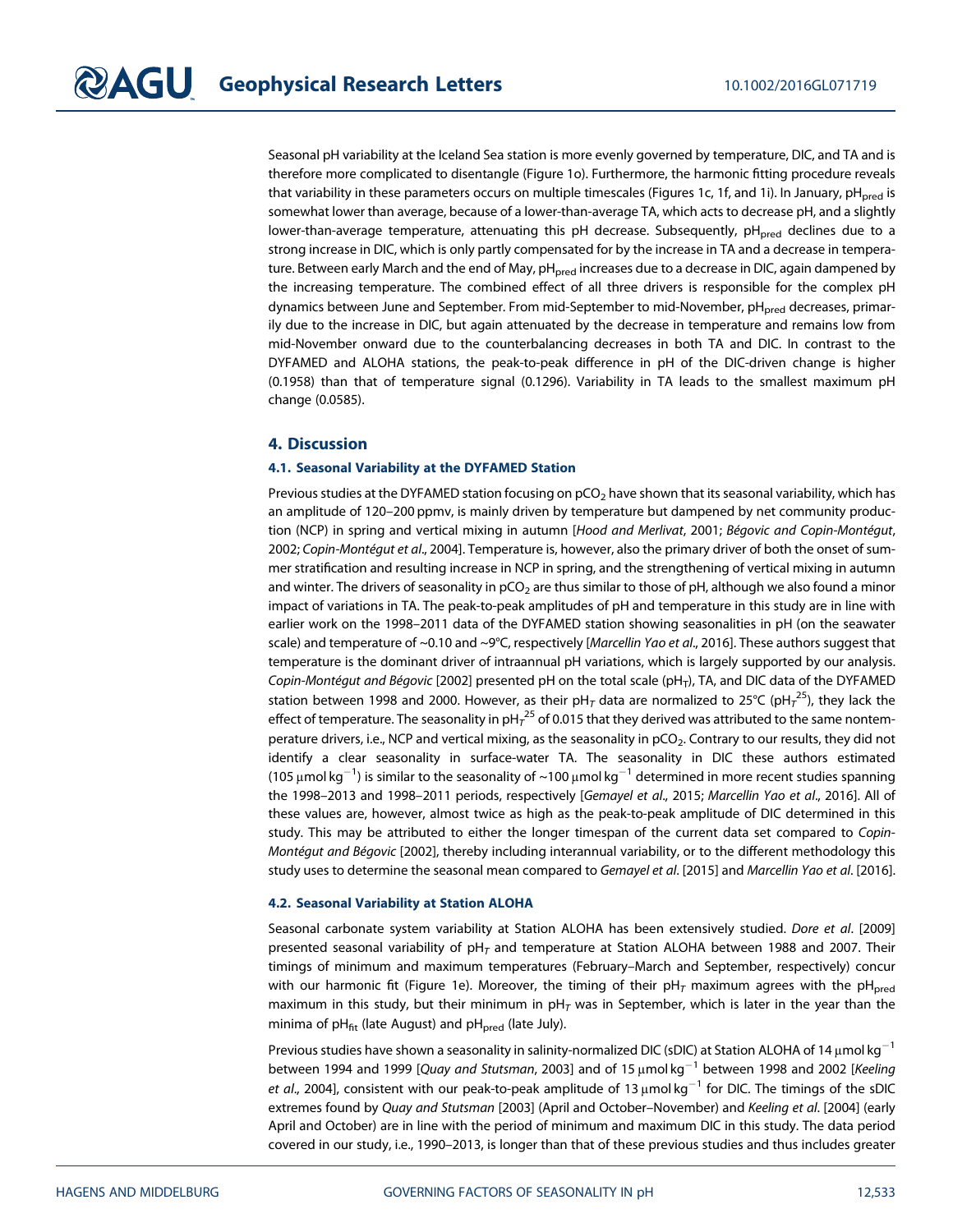Seasonal pH variability at the Iceland Sea station is more evenly governed by temperature, DIC, and TA and is therefore more complicated to disentangle (Figure 1o). Furthermore, the harmonic fitting procedure reveals that variability in these parameters occurs on multiple timescales (Figures 1c, 1f, and 1i). In January, $pH_{pred}$ is somewhat lower than average, because of a lower-than-average TA, which acts to decrease pH, and a slightly lower-than-average temperature, attenuating this pH decrease. Subsequently, $pH_{pred}$ declines due to a strong increase in DIC, which is only partly compensated for by the increase in TA and a decrease in temperature. Between early March and the end of May, $pH_{pred}$ increases due to a decrease in DIC, again dampened by the increasing temperature. The combined effect of all three drivers is responsible for the complex pH dynamics between June and September. From mid-September to mid-November, $pH_{pred}$ decreases, primarily due to the increase in DIC, but again attenuated by the decrease in temperature and remains low from mid-November onward due to the counterbalancing decreases in both TA and DIC. In contrast to the DYFAMED and ALOHA stations, the peak-to-peak difference in pH of the DIC-driven change is higher (0.1958) than that of temperature signal (0.1296). Variability in TA leads to the smallest maximum pH change (0.0585).

## 4. Discussion

### 4.1. Seasonal Variability at the DYFAMED Station

Previous studies at the DYFAMED station focusing on $pCO_2$ have shown that its seasonal variability, which has an amplitude of 120–200 ppmv, is mainly driven by temperature but dampened by net community production (NCP) in spring and vertical mixing in autumn [*Hood and Merlivat*, 2001; *Bégovic and Copin-Montégut*, 2002; *Copin-Montégut et al*., 2004]. Temperature is, however, also the primary driver of both the onset of summer stratification and resulting increase in NCP in spring, and the strengthening of vertical mixing in autumn and winter. The drivers of seasonality in $pCO_2$ are thus similar to those of pH, although we also found a minor impact of variations in TA. The peak-to-peak amplitudes of pH and temperature in this study are in line with earlier work on the 1998–2011 data of the DYFAMED station showing seasonalities in pH (on the seawater scale) and temperature of ~0.10 and ~9°C, respectively [*Marcellin Yao et al*., 2016]. These authors suggest that temperature is the dominant driver of intraannual pH variations, which is largely supported by our analysis. *Copin-Montégut and Bégovic* [2002] presented pH on the total scale ($pH_T$), TA, and DIC data of the DYFAMED station between 1998 and 2000. However, as their $pH_T$ data are normalized to 25°C ($pH_T^{25}$), they lack the effect of temperature. The seasonality in $pH_T^{25}$ of 0.015 that they derived was attributed to the same nontemperature drivers, i.e., NCP and vertical mixing, as the seasonality in $pCO_2$. Contrary to our results, they did not identify a clear seasonality in surface-water TA. The seasonality in DIC these authors estimated (105 $\mu$mol kg$^{-1}$) is similar to the seasonality of ~100 $\mu$mol kg$^{-1}$ determined in more recent studies spanning the 1998–2013 and 1998–2011 periods, respectively [*Gemayel et al*., 2015; *Marcellin Yao et al*., 2016]. All of these values are, however, almost twice as high as the peak-to-peak amplitude of DIC determined in this study. This may be attributed to either the longer timespan of the current data set compared to *Copin-Montégut and Bégovic* [2002], thereby including interannual variability, or to the different methodology this study uses to determine the seasonal mean compared to *Gemayel et al*. [2015] and *Marcellin Yao et al*. [2016].

### 4.2. Seasonal Variability at Station ALOHA

Seasonal carbonate system variability at Station ALOHA has been extensively studied. *Dore et al*. [2009] presented seasonal variability of $pH_T$ and temperature at Station ALOHA between 1988 and 2007. Their timings of minimum and maximum temperatures (February–March and September, respectively) concur with our harmonic fit (Figure 1e). Moreover, the timing of their $pH_T$ maximum agrees with the $pH_{pred}$ maximum in this study, but their minimum in $pH_T$ was in September, which is later in the year than the minima of $pH_{fit}$ (late August) and $pH_{pred}$ (late July).

Previous studies have shown a seasonality in salinity-normalized DIC (sDIC) at Station ALOHA of 14 $\mu$mol kg$^{-1}$ between 1994 and 1999 [*Quay and Stutsman*, 2003] and of 15 $\mu$mol kg$^{-1}$ between 1998 and 2002 [*Keeling et al*., 2004], consistent with our peak-to-peak amplitude of 13 $\mu$mol kg$^{-1}$ for DIC. The timings of the sDIC extremes found by *Quay and Stutsman* [2003] (April and October–November) and *Keeling et al*. [2004] (early April and October) are in line with the period of minimum and maximum DIC in this study. The data period covered in our study, i.e., 1990–2013, is longer than that of these previous studies and thus includes greater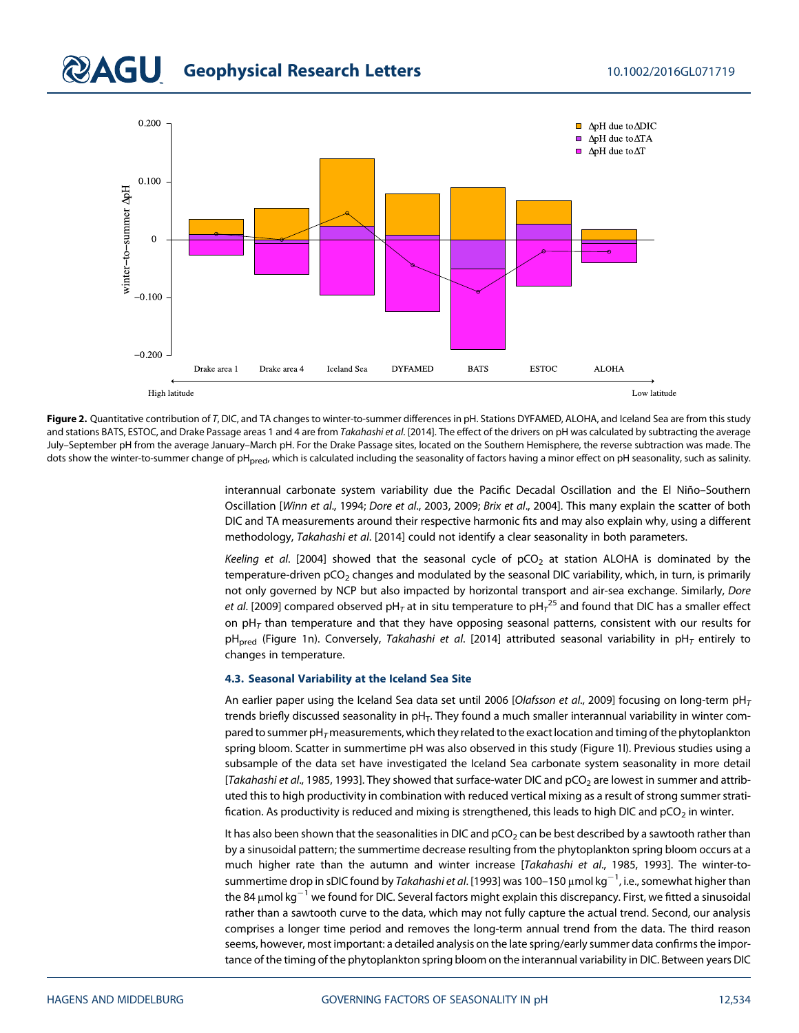Figure 2. Quantitative contribution of $T$, DIC, and TA changes to winter-to-summer differences in pH. Stations DYFAMED, ALOHA, and Iceland Sea are from this study and stations BATS, ESTOC, and Drake Passage areas 1 and 4 are from *Takahashi et al.* [2014]. The effect of the drivers on pH was calculated by subtracting the average July–September pH from the average January–March pH. For the Drake Passage sites, located on the Southern Hemisphere, the reverse subtraction was made. The dots show the winter-to-summer change of $pH_{pred}$, which is calculated including the seasonality of factors having a minor effect on pH seasonality, such as salinity.

interannual carbonate system variability due the Pacific Decadal Oscillation and the El Niño–Southern Oscillation [*Winn et al.*, 1994; *Dore et al.*, 2003, 2009; *Brix et al.*, 2004]. This many explain the scatter of both DIC and TA measurements around their respective harmonic fits and may also explain why, using a different methodology, *Takahashi et al.* [2014] could not identify a clear seasonality in both parameters.

*Keeling et al.* [2004] showed that the seasonal cycle of $pCO_2$ at station ALOHA is dominated by the temperature-driven $pCO_2$ changes and modulated by the seasonal DIC variability, which, in turn, is primarily not only governed by NCP but also impacted by horizontal transport and air-sea exchange. Similarly, *Dore et al.* [2009] compared observed $pH_T$ at in situ temperature to $pH_T^{25}$ and found that DIC has a smaller effect on $pH_T$ than temperature and that they have opposing seasonal patterns, consistent with our results for $pH_{pred}$ (Figure 1n). Conversely, *Takahashi et al.* [2014] attributed seasonal variability in $pH_T$ entirely to changes in temperature.

### 4.3. Seasonal Variability at the Iceland Sea Site

An earlier paper using the Iceland Sea data set until 2006 [*Olafsson et al.*, 2009] focusing on long-term $pH_T$ trends briefly discussed seasonality in $pH_T$. They found a much smaller interannual variability in winter compared to summer $pH_T$ measurements, which they related to the exact location and timing of the phytoplankton spring bloom. Scatter in summertime pH was also observed in this study (Figure 1l). Previous studies using a subsample of the data set have investigated the Iceland Sea carbonate system seasonality in more detail [*Takahashi et al.*, 1985, 1993]. They showed that surface-water DIC and $pCO_2$ are lowest in summer and attributed this to high productivity in combination with reduced vertical mixing as a result of strong summer stratification. As productivity is reduced and mixing is strengthened, this leads to high DIC and $pCO_2$ in winter.

It has also been shown that the seasonalities in DIC and $pCO_2$ can be best described by a sawtooth rather than by a sinusoidal pattern; the summertime decrease resulting from the phytoplankton spring bloom occurs at a much higher rate than the autumn and winter increase [*Takahashi et al.*, 1985, 1993]. The winter-to-summertime drop in sDIC found by *Takahashi et al.* [1993] was 100–150 $\mu mol\ kg^{-1}$, i.e., somewhat higher than the 84 $\mu mol\ kg^{-1}$ we found for DIC. Several factors might explain this discrepancy. First, we fitted a sinusoidal rather than a sawtooth curve to the data, which may not fully capture the actual trend. Second, our analysis comprises a longer time period and removes the long-term annual trend from the data. The third reason seems, however, most important: a detailed analysis on the late spring/early summer data confirms the importance of the timing of the phytoplankton spring bloom on the interannual variability in DIC. Between years DIC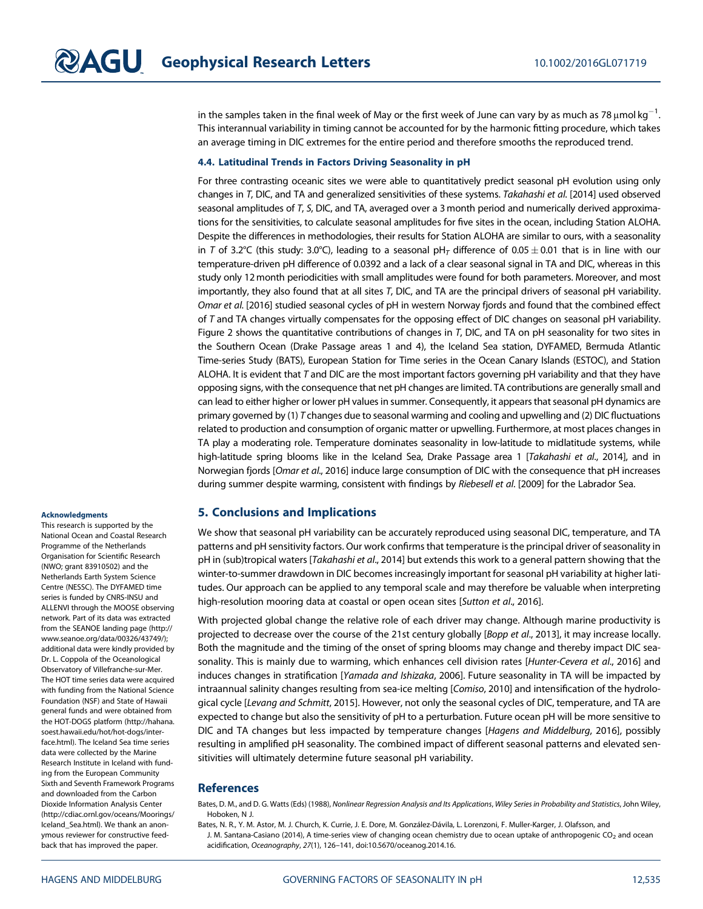in the samples taken in the final week of May or the first week of June can vary by as much as 78 μmol $kg^{-1}$. This interannual variability in timing cannot be accounted for by the harmonic fitting procedure, which takes an average timing in DIC extremes for the entire period and therefore smooths the reproduced trend.

### 4.4. Latitudinal Trends in Factors Driving Seasonality in pH

For three contrasting oceanic sites we were able to quantitatively predict seasonal pH evolution using only changes in *T*, DIC, and TA and generalized sensitivities of these systems. *Takahashi et al.* [2014] used observed seasonal amplitudes of *T*, *S*, DIC, and TA, averaged over a 3 month period and numerically derived approximations for the sensitivities, to calculate seasonal amplitudes for five sites in the ocean, including Station ALOHA. Despite the differences in methodologies, their results for Station ALOHA are similar to ours, with a seasonality in *T* of 3.2°C (this study: 3.0°C), leading to a seasonal $pH_T$ difference of $0.05 \pm 0.01$ that is in line with our temperature-driven pH difference of 0.0392 and a lack of a clear seasonal signal in TA and DIC, whereas in this study only 12 month periodicities with small amplitudes were found for both parameters. Moreover, and most importantly, they also found that at all sites *T*, DIC, and TA are the principal drivers of seasonal pH variability. *Omar et al.* [2016] studied seasonal cycles of pH in western Norway fjords and found that the combined effect of *T* and TA changes virtually compensates for the opposing effect of DIC changes on seasonal pH variability. Figure 2 shows the quantitative contributions of changes in *T*, DIC, and TA on pH seasonality for two sites in the Southern Ocean (Drake Passage areas 1 and 4), the Iceland Sea station, DYFAMED, Bermuda Atlantic Time-series Study (BATS), European Station for Time series in the Ocean Canary Islands (ESTOC), and Station ALOHA. It is evident that *T* and DIC are the most important factors governing pH variability and that they have opposing signs, with the consequence that net pH changes are limited. TA contributions are generally small and can lead to either higher or lower pH values in summer. Consequently, it appears that seasonal pH dynamics are primary governed by (1) *T* changes due to seasonal warming and cooling and upwelling and (2) DIC fluctuations related to production and consumption of organic matter or upwelling. Furthermore, at most places changes in TA play a moderating role. Temperature dominates seasonality in low-latitude to midlatitude systems, while high-latitude spring blooms like in the Iceland Sea, Drake Passage area 1 [*Takahashi et al.*, 2014], and in Norwegian fjords [*Omar et al.*, 2016] induce large consumption of DIC with the consequence that pH increases during summer despite warming, consistent with findings by *Riebesell et al.* [2009] for the Labrador Sea.

## 5. Conclusions and Implications

We show that seasonal pH variability can be accurately reproduced using seasonal DIC, temperature, and TA patterns and pH sensitivity factors. Our work confirms that temperature is the principal driver of seasonality in pH in (sub)tropical waters [*Takahashi et al.*, 2014] but extends this work to a general pattern showing that the winter-to-summer drawdown in DIC becomes increasingly important for seasonal pH variability at higher latitudes. Our approach can be applied to any temporal scale and may therefore be valuable when interpreting high-resolution mooring data at coastal or open ocean sites [*Sutton et al.*, 2016].

With projected global change the relative role of each driver may change. Although marine productivity is projected to decrease over the course of the 21st century globally [*Bopp et al.*, 2013], it may increase locally. Both the magnitude and the timing of the onset of spring blooms may change and thereby impact DIC seasonality. This is mainly due to warming, which enhances cell division rates [*Hunter-Cevera et al.*, 2016] and induces changes in stratification [*Yamada and Ishizaka*, 2006]. Future seasonality in TA will be impacted by intraannual salinity changes resulting from sea-ice melting [*Comiso*, 2010] and intensification of the hydrological cycle [*Levang and Schmitt*, 2015]. However, not only the seasonal cycles of DIC, temperature, and TA are expected to change but also the sensitivity of pH to a perturbation. Future ocean pH will be more sensitive to DIC and TA changes but less impacted by temperature changes [*Hagens and Middelburg*, 2016], possibly resulting in amplified pH seasonality. The combined impact of different seasonal patterns and elevated sensitivities will ultimately determine future seasonal pH variability.

#### Acknowledgments

This research is supported by the National Ocean and Coastal Research Programme of the Netherlands Organisation for Scientific Research (NWO; grant 83910502) and the Netherlands Earth System Science Centre (NESSC). The DYFAMED time series is funded by CNRS-INSU and ALLENVI through the MOOSE observing network. Part of its data was extracted from the SEANOE landing page (http://www.seanoe.org/data/00326/43749/); additional data were kindly provided by Dr. L. Coppola of the Oceanological Observatory of Villefranche-sur-Mer. The HOT time series data were acquired with funding from the National Science Foundation (NSF) and State of Hawaii general funds and were obtained from the HOT-DOGS platform (http://hahana.soest.hawaii.edu/hot/hot-dogs/interface.html). The Iceland Sea time series data were collected by the Marine Research Institute in Iceland with funding from the European Community Sixth and Seventh Framework Programs and downloaded from the Carbon Dioxide Information Analysis Center (http://cdiac.ornl.gov/oceans/Moorings/Iceland_Sea.html). We thank an anonymous reviewer for constructive feedback that has improved the paper.

## References

Bates, D. M., and D. G. Watts (Eds) (1988), *Nonlinear Regression Analysis and Its Applications*, *Wiley Series in Probability and Statistics*, John Wiley, Hoboken, N J.

Bates, N. R., Y. M. Astor, M. J. Church, K. Currie, J. E. Dore, M. González-Dávila, L. Lorenzoni, F. Muller-Karger, J. Olafsson, and J. M. Santana-Casiano (2014), A time-series view of changing ocean chemistry due to ocean uptake of anthropogenic $CO_2$ and ocean acidification, *Oceanography*, *27*(1), 126–141, doi:10.5670/oceanog.2014.16.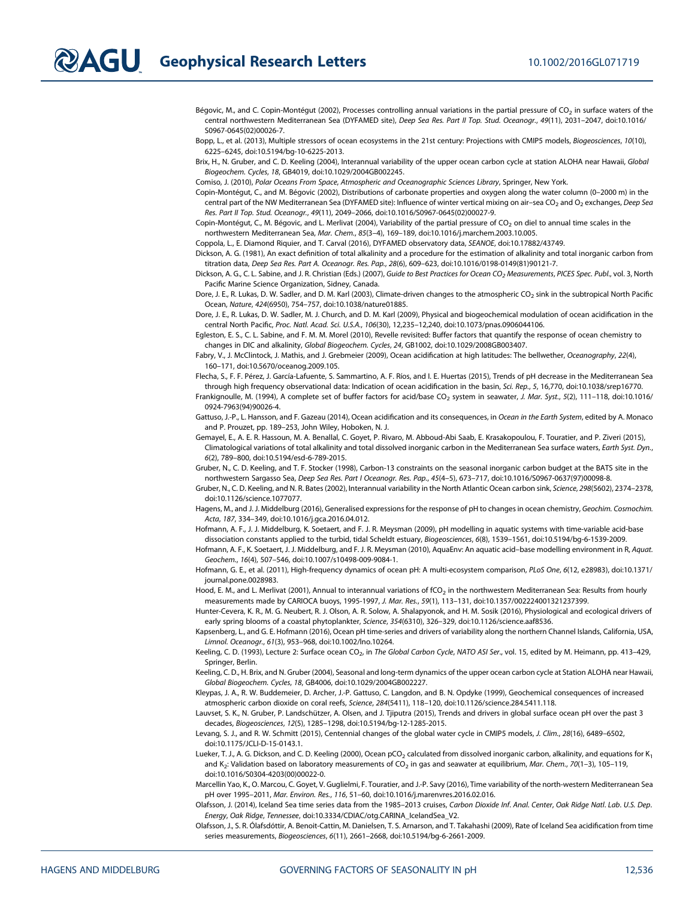Bégovic, M., and C. Copin-Montégut (2002), Processes controlling annual variations in the partial pressure of $CO_2$ in surface waters of the central northwestern Mediterranean Sea (DYFAMED site), *Deep Sea Res. Part II Top. Stud. Oceanogr.*, *49*(11), 2031–2047, doi:10.1016/S0967-0645(02)00026-7.

Bopp, L., et al. (2013), Multiple stressors of ocean ecosystems in the 21st century: Projections with CMIP5 models, *Biogeosciences*, *10*(10), 6225–6245, doi:10.5194/bg-10-6225-2013.

Brix, H., N. Gruber, and C. D. Keeling (2004), Interannual variability of the upper ocean carbon cycle at station ALOHA near Hawaii, *Global Biogeochem. Cycles*, *18*, GB4019, doi:10.1029/2004GB002245.

Comiso, J. (2010), *Polar Oceans From Space*, *Atmospheric and Oceanographic Sciences Library*, Springer, New York.

Copin-Montégut, C., and M. Bégovic (2002), Distributions of carbonate properties and oxygen along the water column (0–2000 m) in the central part of the NW Mediterranean Sea (DYFAMED site): Influence of winter vertical mixing on air–sea $CO_2$ and $O_2$ exchanges, *Deep Sea Res. Part II Top. Stud. Oceanogr.*, *49*(11), 2049–2066, doi:10.1016/S0967-0645(02)00027-9.

Copin-Montégut, C., M. Bégovic, and L. Merlivat (2004), Variability of the partial pressure of $CO_2$ on diel to annual time scales in the northwestern Mediterranean Sea, *Mar. Chem.*, *85*(3–4), 169–189, doi:10.1016/j.marchem.2003.10.005.

Coppola, L., E. Diamond Riquier, and T. Carval (2016), DYFAMED observatory data, *SEANOE*, doi:10.17882/43749.

Dickson, A. G. (1981), An exact definition of total alkalinity and a procedure for the estimation of alkalinity and total inorganic carbon from titration data, *Deep Sea Res. Part A. Oceanogr. Res. Pap.*, *28*(6), 609–623, doi:10.1016/0198-0149(81)90121-7.

Dickson, A. G., C. L. Sabine, and J. R. Christian (Eds.) (2007), *Guide to Best Practices for Ocean $CO_2$ Measurements*, *PICES Spec. Publ.*, vol. 3, North Pacific Marine Science Organization, Sidney, Canada.

Dore, J. E., R. Lukas, D. W. Sadler, and D. M. Karl (2003), Climate-driven changes to the atmospheric $CO_2$ sink in the subtropical North Pacific Ocean, *Nature*, *424*(6950), 754–757, doi:10.1038/nature01885.

Dore, J. E., R. Lukas, D. W. Sadler, M. J. Church, and D. M. Karl (2009), Physical and biogeochemical modulation of ocean acidification in the central North Pacific, *Proc. Natl. Acad. Sci. U.S.A.*, *106*(30), 12,235–12,240, doi:10.1073/pnas.0906044106.

Egleston, E. S., C. L. Sabine, and F. M. M. Morel (2010), Revelle revisited: Buffer factors that quantify the response of ocean chemistry to changes in DIC and alkalinity, *Global Biogeochem. Cycles*, *24*, GB1002, doi:10.1029/2008GB003407.

Fabry, V., J. McClintock, J. Mathis, and J. Grebmeier (2009), Ocean acidification at high latitudes: The bellwether, *Oceanography*, *22*(4), 160–171, doi:10.5670/oceanog.2009.105.

Flecha, S., F. F. Pérez, J. García-Lafuente, S. Sammartino, A. F. Ríos, and I. E. Huertas (2015), Trends of pH decrease in the Mediterranean Sea through high frequency observational data: Indication of ocean acidification in the basin, *Sci. Rep.*, *5*, 16,770, doi:10.1038/srep16770.

Frankignoulle, M. (1994), A complete set of buffer factors for acid/base $CO_2$ system in seawater, *J. Mar. Syst.*, *5*(2), 111–118, doi:10.1016/0924-7963(94)90026-4.

Gattuso, J.-P., L. Hansson, and F. Gazeau (2014), Ocean acidification and its consequences, in *Ocean in the Earth System*, edited by A. Monaco and P. Prouzet, pp. 189–253, John Wiley, Hoboken, N. J.

Gemayel, E., A. E. R. Hassoun, M. A. Benallal, C. Goyet, P. Rivaro, M. Abboud-Abi Saab, E. Krasakopoulou, F. Touratier, and P. Ziveri (2015), Climatological variations of total alkalinity and total dissolved inorganic carbon in the Mediterranean Sea surface waters, *Earth Syst. Dyn.*, *6*(2), 789–800, doi:10.5194/esd-6-789-2015.

Gruber, N., C. D. Keeling, and T. F. Stocker (1998), Carbon-13 constraints on the seasonal inorganic carbon budget at the BATS site in the northwestern Sargasso Sea, *Deep Sea Res. Part I Oceanogr. Res. Pap.*, *45*(4–5), 673–717, doi:10.1016/S0967-0637(97)00098-8.

Gruber, N., C. D. Keeling, and N. R. Bates (2002), Interannual variability in the North Atlantic Ocean carbon sink, *Science*, *298*(5602), 2374–2378, doi:10.1126/science.1077077.

Hagens, M., and J. J. Middelburg (2016), Generalised expressions for the response of pH to changes in ocean chemistry, *Geochim. Cosmochim. Acta*, *187*, 334–349, doi:10.1016/j.gca.2016.04.012.

Hofmann, A. F., J. J. Middelburg, K. Soetaert, and F. J. R. Meysman (2009), pH modelling in aquatic systems with time-variable acid-base dissociation constants applied to the turbid, tidal Scheldt estuary, *Biogeosciences*, *6*(8), 1539–1561, doi:10.5194/bg-6-1539-2009.

Hofmann, A. F., K. Soetaert, J. J. Middelburg, and F. J. R. Meysman (2010), AquaEnv: An aquatic acid–base modelling environment in R, *Aquat. Geochem.*, *16*(4), 507–546, doi:10.1007/s10498-009-9084-1.

Hofmann, G. E., et al. (2011), High-frequency dynamics of ocean pH: A multi-ecosystem comparison, *PLoS One*, *6*(12, e28983), doi:10.1371/journal.pone.0028983.

Hood, E. M., and L. Merlivat (2001), Annual to interannual variations of $fCO_2$ in the northwestern Mediterranean Sea: Results from hourly measurements made by CARIOCA buoys, 1995-1997, *J. Mar. Res.*, *59*(1), 113–131, doi:10.1357/002224001321237399.

Hunter-Cevera, K. R., M. G. Neubert, R. J. Olson, A. R. Solow, A. Shalapyonok, and H. M. Sosik (2016), Physiological and ecological drivers of early spring blooms of a coastal phytoplankter, *Science*, *354*(6310), 326–329, doi:10.1126/science.aaf8536.

Kapsenberg, L., and G. E. Hofmann (2016), Ocean pH time-series and drivers of variability along the northern Channel Islands, California, USA, *Limnol. Oceanogr.*, *61*(3), 953–968, doi:10.1002/lno.10264.

Keeling, C. D. (1993), Lecture 2: Surface ocean $CO_2$, in *The Global Carbon Cycle*, *NATO ASI Ser.*, vol. 15, edited by M. Heimann, pp. 413–429, Springer, Berlin.

Keeling, C. D., H. Brix, and N. Gruber (2004), Seasonal and long-term dynamics of the upper ocean carbon cycle at Station ALOHA near Hawaii, *Global Biogeochem. Cycles*, *18*, GB4006, doi:10.1029/2004GB002227.

Kleypas, J. A., R. W. Buddemeier, D. Archer, J.-P. Gattuso, C. Langdon, and B. N. Opdyke (1999), Geochemical consequences of increased atmospheric carbon dioxide on coral reefs, *Science*, *284*(5411), 118–120, doi:10.1126/science.284.5411.118.

Lauvset, S. K., N. Gruber, P. Landschützer, A. Olsen, and J. Tjiputra (2015), Trends and drivers in global surface ocean pH over the past 3 decades, *Biogeosciences*, *12*(5), 1285–1298, doi:10.5194/bg-12-1285-2015.

Levang, S. J., and R. W. Schmitt (2015), Centennial changes of the global water cycle in CMIP5 models, *J. Clim.*, *28*(16), 6489–6502, doi:10.1175/JCLI-D-15-0143.1.

Lueker, T. J., A. G. Dickson, and C. D. Keeling (2000), Ocean $pCO_2$ calculated from dissolved inorganic carbon, alkalinity, and equations for $K_1$ and $K_2$: Validation based on laboratory measurements of $CO_2$ in gas and seawater at equilibrium, *Mar. Chem.*, *70*(1–3), 105–119, doi:10.1016/S0304-4203(00)00022-0.

Marcellin Yao, K., O. Marcou, C. Goyet, V. Guglielmi, F. Touratier, and J.-P. Savy (2016), Time variability of the north-western Mediterranean Sea pH over 1995–2011, *Mar. Environ. Res.*, *116*, 51–60, doi:10.1016/j.marenvres.2016.02.016.

Olafsson, J. (2014), Iceland Sea time series data from the 1985–2013 cruises, *Carbon Dioxide Inf. Anal. Center, Oak Ridge Natl. Lab. U.S. Dep. Energy, Oak Ridge, Tennessee*, doi:10.3334/CDIAC/otg.CARINA_IcelandSea_V2.

Olafsson, J., S. R. Ólafsdóttir, A. Benoit-Cattin, M. Danielsen, T. S. Arnarson, and T. Takahashi (2009), Rate of Iceland Sea acidification from time series measurements, *Biogeosciences*, *6*(11), 2661–2668, doi:10.5194/bg-6-2661-2009.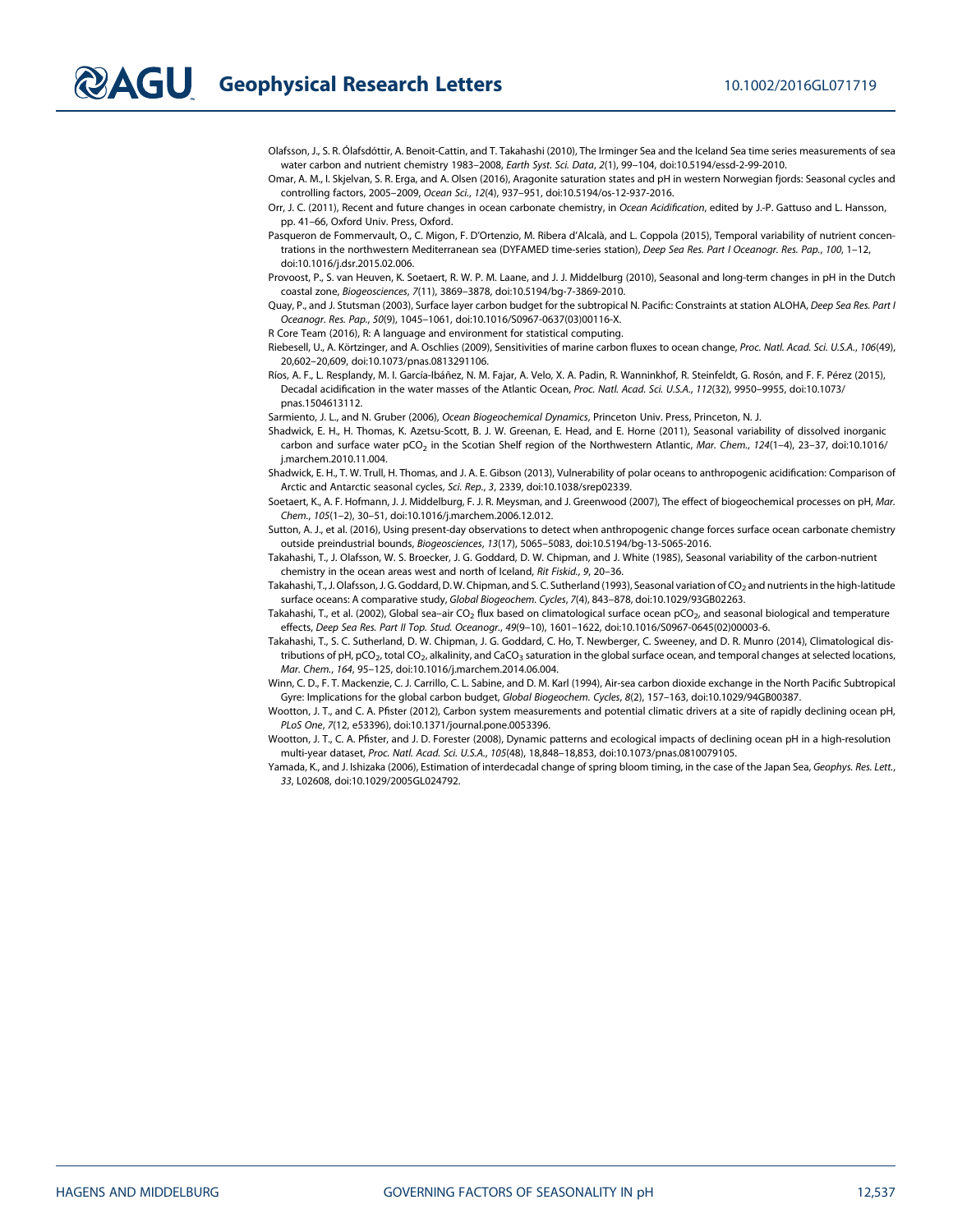Olafsson, J., S. R. Ólafsdóttir, A. Benoit-Cattin, and T. Takahashi (2010), The Irminger Sea and the Iceland Sea time series measurements of sea water carbon and nutrient chemistry 1983–2008, *Earth Syst. Sci. Data*, *2*(1), 99–104, doi:10.5194/essd-2-99-2010.

Omar, A. M., I. Skjelvan, S. R. Erga, and A. Olsen (2016), Aragonite saturation states and pH in western Norwegian fjords: Seasonal cycles and controlling factors, 2005–2009, *Ocean Sci.*, *12*(4), 937–951, doi:10.5194/os-12-937-2016.

Orr, J. C. (2011), Recent and future changes in ocean carbonate chemistry, in *Ocean Acidification*, edited by J.-P. Gattuso and L. Hansson, pp. 41–66, Oxford Univ. Press, Oxford.

Pasqueron de Fommervault, O., C. Migon, F. D'Ortenzio, M. Ribera d'Alcalà, and L. Coppola (2015), Temporal variability of nutrient concentrations in the northwestern Mediterranean sea (DYFAMED time-series station), *Deep Sea Res. Part I Oceanogr. Res. Pap.*, *100*, 1–12, doi:10.1016/j.dsr.2015.02.006.

Provoost, P., S. van Heuven, K. Soetaert, R. W. P. M. Laane, and J. J. Middelburg (2010), Seasonal and long-term changes in pH in the Dutch coastal zone, *Biogeosciences*, *7*(11), 3869–3878, doi:10.5194/bg-7-3869-2010.

Quay, P., and J. Stutsman (2003), Surface layer carbon budget for the subtropical N. Pacific: Constraints at station ALOHA, *Deep Sea Res. Part I Oceanogr. Res. Pap.*, *50*(9), 1045–1061, doi:10.1016/S0967-0637(03)00116-X.

R Core Team (2016), R: A language and environment for statistical computing.

Riebesell, U., A. Körtzinger, and A. Oschlies (2009), Sensitivities of marine carbon fluxes to ocean change, *Proc. Natl. Acad. Sci. U.S.A.*, *106*(49), 20,602–20,609, doi:10.1073/pnas.0813291106.

Ríos, A. F., L. Resplandy, M. I. García-Ibáñez, N. M. Fajar, A. Velo, X. A. Padin, R. Wanninkhof, R. Steinfeldt, G. Rosón, and F. F. Pérez (2015), Decadal acidification in the water masses of the Atlantic Ocean, *Proc. Natl. Acad. Sci. U.S.A.*, *112*(32), 9950–9955, doi:10.1073/pnas.1504613112.

Sarmiento, J. L., and N. Gruber (2006), *Ocean Biogeochemical Dynamics*, Princeton Univ. Press, Princeton, N. J.

Shadwick, E. H., H. Thomas, K. Azetsu-Scott, B. J. W. Greenan, E. Head, and E. Horne (2011), Seasonal variability of dissolved inorganic carbon and surface water $pCO_2$ in the Scotian Shelf region of the Northwestern Atlantic, *Mar. Chem.*, *124*(1–4), 23–37, doi:10.1016/j.marchem.2010.11.004.

Shadwick, E. H., T. W. Trull, H. Thomas, and J. A. E. Gibson (2013), Vulnerability of polar oceans to anthropogenic acidification: Comparison of Arctic and Antarctic seasonal cycles, *Sci. Rep.*, *3*, 2339, doi:10.1038/srep02339.

Soetaert, K., A. F. Hofmann, J. J. Middelburg, F. J. R. Meysman, and J. Greenwood (2007), The effect of biogeochemical processes on pH, *Mar. Chem.*, *105*(1–2), 30–51, doi:10.1016/j.marchem.2006.12.012.

Sutton, A. J., et al. (2016), Using present-day observations to detect when anthropogenic change forces surface ocean carbonate chemistry outside preindustrial bounds, *Biogeosciences*, *13*(17), 5065–5083, doi:10.5194/bg-13-5065-2016.

Takahashi, T., J. Olafsson, W. S. Broecker, J. G. Goddard, D. W. Chipman, and J. White (1985), Seasonal variability of the carbon-nutrient chemistry in the ocean areas west and north of Iceland, *Rit Fiskid.*, *9*, 20–36.

Takahashi, T., J. Olafsson, J. G. Goddard, D. W. Chipman, and S. C. Sutherland (1993), Seasonal variation of $CO_2$ and nutrients in the high-latitude surface oceans: A comparative study, *Global Biogeochem. Cycles*, *7*(4), 843–878, doi:10.1029/93GB02263.

Takahashi, T., et al. (2002), Global sea–air $CO_2$ flux based on climatological surface ocean $pCO_2$, and seasonal biological and temperature effects, *Deep Sea Res. Part II Top. Stud. Oceanogr.*, *49*(9–10), 1601–1622, doi:10.1016/S0967-0645(02)00003-6.

Takahashi, T., S. C. Sutherland, D. W. Chipman, J. G. Goddard, C. Ho, T. Newberger, C. Sweeney, and D. R. Munro (2014), Climatological distributions of pH, $pCO_2$, total $CO_2$, alkalinity, and $CaCO_3$ saturation in the global surface ocean, and temporal changes at selected locations, *Mar. Chem.*, *164*, 95–125, doi:10.1016/j.marchem.2014.06.004.

Winn, C. D., F. T. Mackenzie, C. J. Carrillo, C. L. Sabine, and D. M. Karl (1994), Air-sea carbon dioxide exchange in the North Pacific Subtropical Gyre: Implications for the global carbon budget, *Global Biogeochem. Cycles*, *8*(2), 157–163, doi:10.1029/94GB00387.

Wootton, J. T., and C. A. Pfister (2012), Carbon system measurements and potential climatic drivers at a site of rapidly declining ocean pH, *PLoS One*, *7*(12, e53396), doi:10.1371/journal.pone.0053396.

Wootton, J. T., C. A. Pfister, and J. D. Forester (2008), Dynamic patterns and ecological impacts of declining ocean pH in a high-resolution multi-year dataset, *Proc. Natl. Acad. Sci. U.S.A.*, *105*(48), 18,848–18,853, doi:10.1073/pnas.0810079105.

Yamada, K., and J. Ishizaka (2006), Estimation of interdecadal change of spring bloom timing, in the case of the Japan Sea, *Geophys. Res. Lett.*, *33*, L02608, doi:10.1029/2005GL024792.